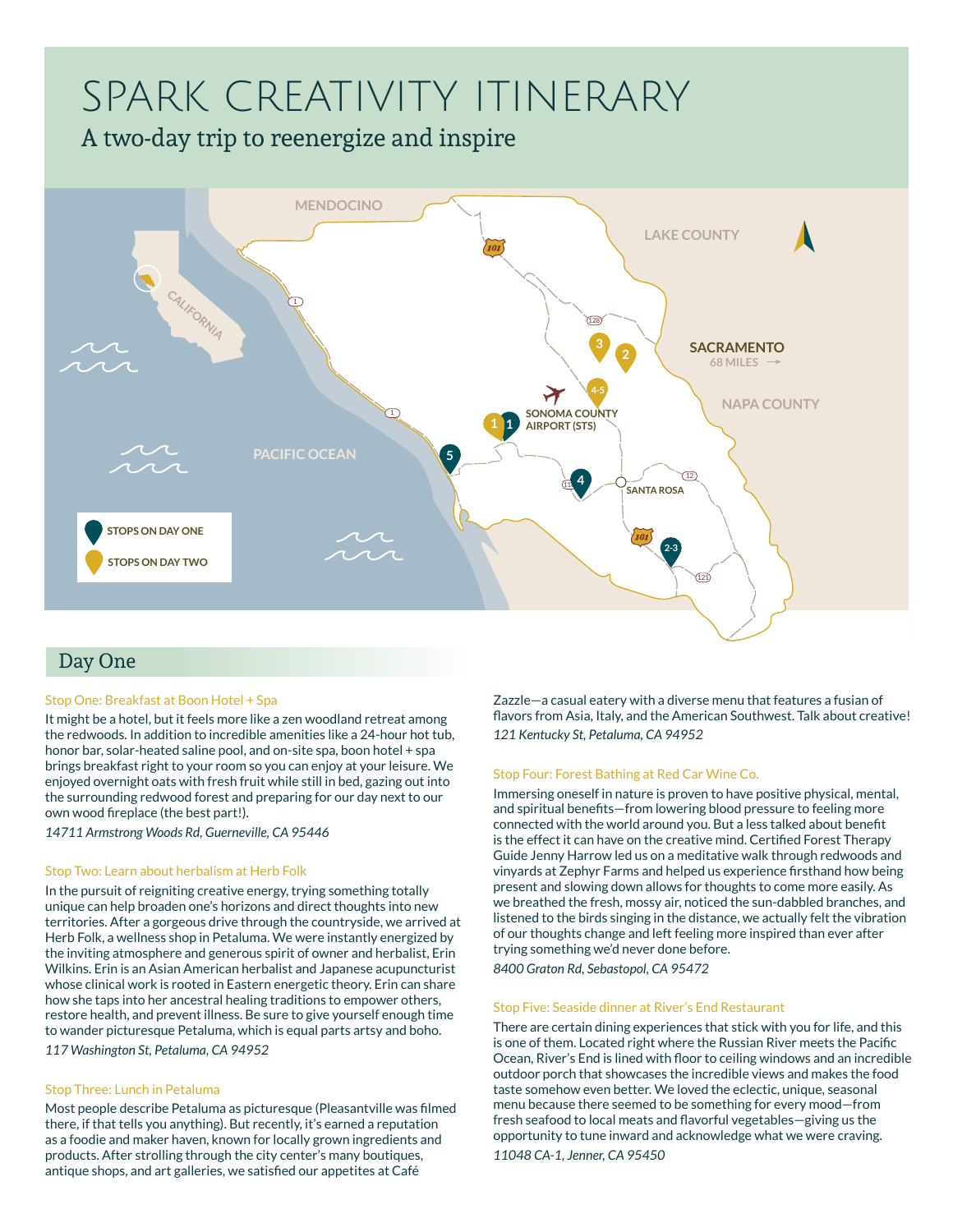# SPARK CREATIVITY ITINERARY

## A two-day trip to reenergize and inspire

## Day One

### Stop One: Breakfast at Boon Hotel + Spa

It might be a hotel, but it feels more like a zen woodland retreat among the redwoods. In addition to incredible amenities like a 24-hour hot tub, honor bar, solar-heated saline pool, and on-site spa, boon hotel + spa brings breakfast right to your room so you can enjoy at your leisure. We enjoyed overnight oats with fresh fruit while still in bed, gazing out into the surrounding redwood forest and preparing for our day next to our own wood fireplace (the best part!).

*14711 Armstrong Woods Rd, Guerneville, CA 95446*

### Stop Two: Learn about herbalism at Herb Folk

In the pursuit of reigniting creative energy, trying something totally unique can help broaden one's horizons and direct thoughts into new territories. After a gorgeous drive through the countryside, we arrived at Herb Folk, a wellness shop in Petaluma. We were instantly energized by the inviting atmosphere and generous spirit of owner and herbalist, Erin Wilkins. Erin is an Asian American herbalist and Japanese acupuncturist whose clinical work is rooted in Eastern energetic theory. Erin can share how she taps into her ancestral healing traditions to empower others, restore health, and prevent illness. Be sure to give yourself enough time to wander picturesque Petaluma, which is equal parts artsy and boho.

*117 Washington St, Petaluma, CA 94952*

### Stop Three: Lunch in Petaluma

Most people describe Petaluma as picturesque (Pleasantville was filmed there, if that tells you anything). But recently, it's earned a reputation as a foodie and maker haven, known for locally grown ingredients and products. After strolling through the city center's many boutiques, antique shops, and art galleries, we satisfied our appetites at Café Zazzle—a casual eatery with a diverse menu that features a fusian of flavors from Asia, Italy, and the American Southwest. Talk about creative!

*121 Kentucky St, Petaluma, CA 94952*

### Stop Four: Forest Bathing at Red Car Wine Co.

Immersing oneself in nature is proven to have positive physical, mental, and spiritual benefits—from lowering blood pressure to feeling more connected with the world around you. But a less talked about benefit is the effect it can have on the creative mind. Certified Forest Therapy Guide Jenny Harrow led us on a meditative walk through redwoods and vinyards at Zephyr Farms and helped us experience firsthand how being present and slowing down allows for thoughts to come more easily. As we breathed the fresh, mossy air, noticed the sun-dabbled branches, and listened to the birds singing in the distance, we actually felt the vibration of our thoughts change and left feeling more inspired than ever after trying something we'd never done before.

*8400 Graton Rd, Sebastopol, CA 95472*

### Stop Five: Seaside dinner at River's End Restaurant

There are certain dining experiences that stick with you for life, and this is one of them. Located right where the Russian River meets the Pacific Ocean, River's End is lined with floor to ceiling windows and an incredible outdoor porch that showcases the incredible views and makes the food taste somehow even better. We loved the eclectic, unique, seasonal menu because there seemed to be something for every mood—from fresh seafood to local meats and flavorful vegetables—giving us the opportunity to tune inward and acknowledge what we were craving.

*11048 CA-1, Jenner, CA 95450*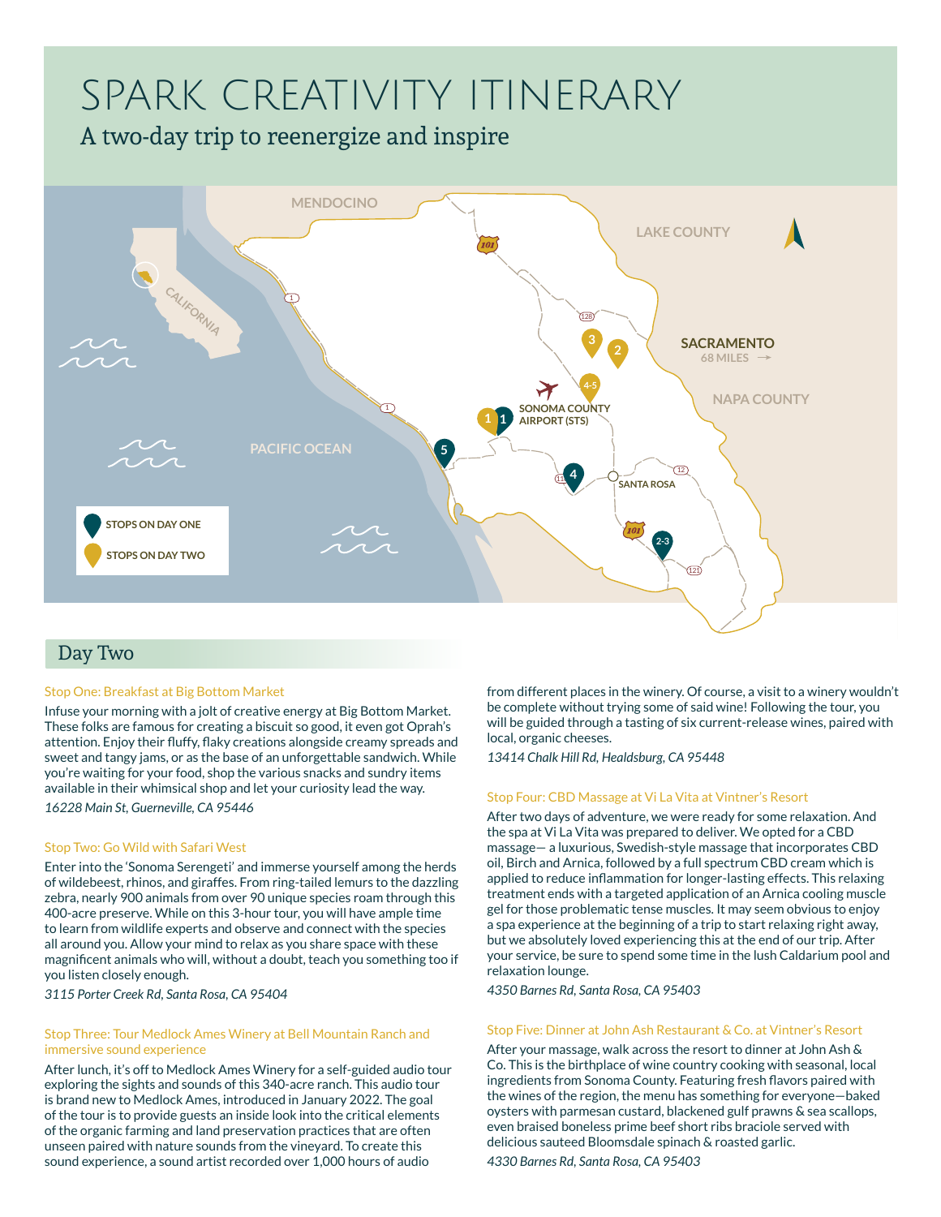# SPARK CREATIVITY ITINERARY

## A two-day trip to reenergize and inspire

MENDOCINO
LAKE COUNTY
CALIFORNIA
SACRAMENTO
68 MILES →
NAPA COUNTY
SONOMA COUNTY AIRPORT (STS)
PACIFIC OCEAN
SANTA ROSA
STOPS ON DAY ONE
STOPS ON DAY TWO

## Day Two

### Stop One: Breakfast at Big Bottom Market

Infuse your morning with a jolt of creative energy at Big Bottom Market. These folks are famous for creating a biscuit so good, it even got Oprah's attention. Enjoy their fluffy, flaky creations alongside creamy spreads and sweet and tangy jams, or as the base of an unforgettable sandwich. While you're waiting for your food, shop the various snacks and sundry items available in their whimsical shop and let your curiosity lead the way.

*16228 Main St, Guerneville, CA 95446*

### Stop Two: Go Wild with Safari West

Enter into the 'Sonoma Serengeti' and immerse yourself among the herds of wildebeest, rhinos, and giraffes. From ring-tailed lemurs to the dazzling zebra, nearly 900 animals from over 90 unique species roam through this 400-acre preserve. While on this 3-hour tour, you will have ample time to learn from wildlife experts and observe and connect with the species all around you. Allow your mind to relax as you share space with these magnificent animals who will, without a doubt, teach you something too if you listen closely enough.

*3115 Porter Creek Rd, Santa Rosa, CA 95404*

### Stop Three: Tour Medlock Ames Winery at Bell Mountain Ranch and immersive sound experience

After lunch, it's off to Medlock Ames Winery for a self-guided audio tour exploring the sights and sounds of this 340-acre ranch. This audio tour is brand new to Medlock Ames, introduced in January 2022. The goal of the tour is to provide guests an inside look into the critical elements of the organic farming and land preservation practices that are often unseen paired with nature sounds from the vineyard. To create this sound experience, a sound artist recorded over 1,000 hours of audio from different places in the winery. Of course, a visit to a winery wouldn't be complete without trying some of said wine! Following the tour, you will be guided through a tasting of six current-release wines, paired with local, organic cheeses.

*13414 Chalk Hill Rd, Healdsburg, CA 95448*

### Stop Four: CBD Massage at Vi La Vita at Vintner's Resort

After two days of adventure, we were ready for some relaxation. And the spa at Vi La Vita was prepared to deliver. We opted for a CBD massage— a luxurious, Swedish-style massage that incorporates CBD oil, Birch and Arnica, followed by a full spectrum CBD cream which is applied to reduce inflammation for longer-lasting effects. This relaxing treatment ends with a targeted application of an Arnica cooling muscle gel for those problematic tense muscles. It may seem obvious to enjoy a spa experience at the beginning of a trip to start relaxing right away, but we absolutely loved experiencing this at the end of our trip. After your service, be sure to spend some time in the lush Caldarium pool and relaxation lounge.

*4350 Barnes Rd, Santa Rosa, CA 95403*

### Stop Five: Dinner at John Ash Restaurant & Co. at Vintner's Resort

After your massage, walk across the resort to dinner at John Ash & Co. This is the birthplace of wine country cooking with seasonal, local ingredients from Sonoma County. Featuring fresh flavors paired with the wines of the region, the menu has something for everyone—baked oysters with parmesan custard, blackened gulf prawns & sea scallops, even braised boneless prime beef short ribs braciole served with delicious sauteed Bloomsdale spinach & roasted garlic.

*4330 Barnes Rd, Santa Rosa, CA 95403*